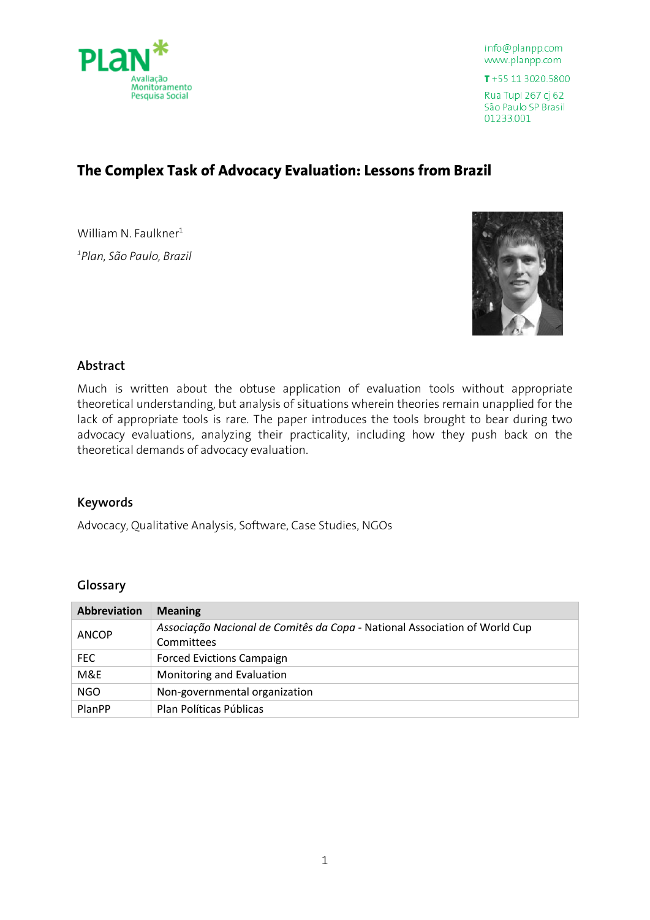PLAN Avaliação Monitoramento Pesquisa Social

info@planpp.com
www.planpp.com

T +55 11 3020.5800

Rua Tupi 267 cj 62
São Paulo SP Brasil
01233.001

# The Complex Task of Advocacy Evaluation: Lessons from Brazil

William N. Faulkner[1]

[1]*Plan, São Paulo, Brazil*

## Abstract

Much is written about the obtuse application of evaluation tools without appropriate theoretical understanding, but analysis of situations wherein theories remain unapplied for the lack of appropriate tools is rare. The paper introduces the tools brought to bear during two advocacy evaluations, analyzing their practicality, including how they push back on the theoretical demands of advocacy evaluation.

## Keywords

Advocacy, Qualitative Analysis, Software, Case Studies, NGOs

## Glossary

| Abbreviation | Meaning |
|---|---|
| ANCOP | *Associação Nacional de Comitês da Copa* - National Association of World Cup Committees |
| FEC | Forced Evictions Campaign |
| M&E | Monitoring and Evaluation |
| NGO | Non-governmental organization |
| PlanPP | Plan Políticas Públicas |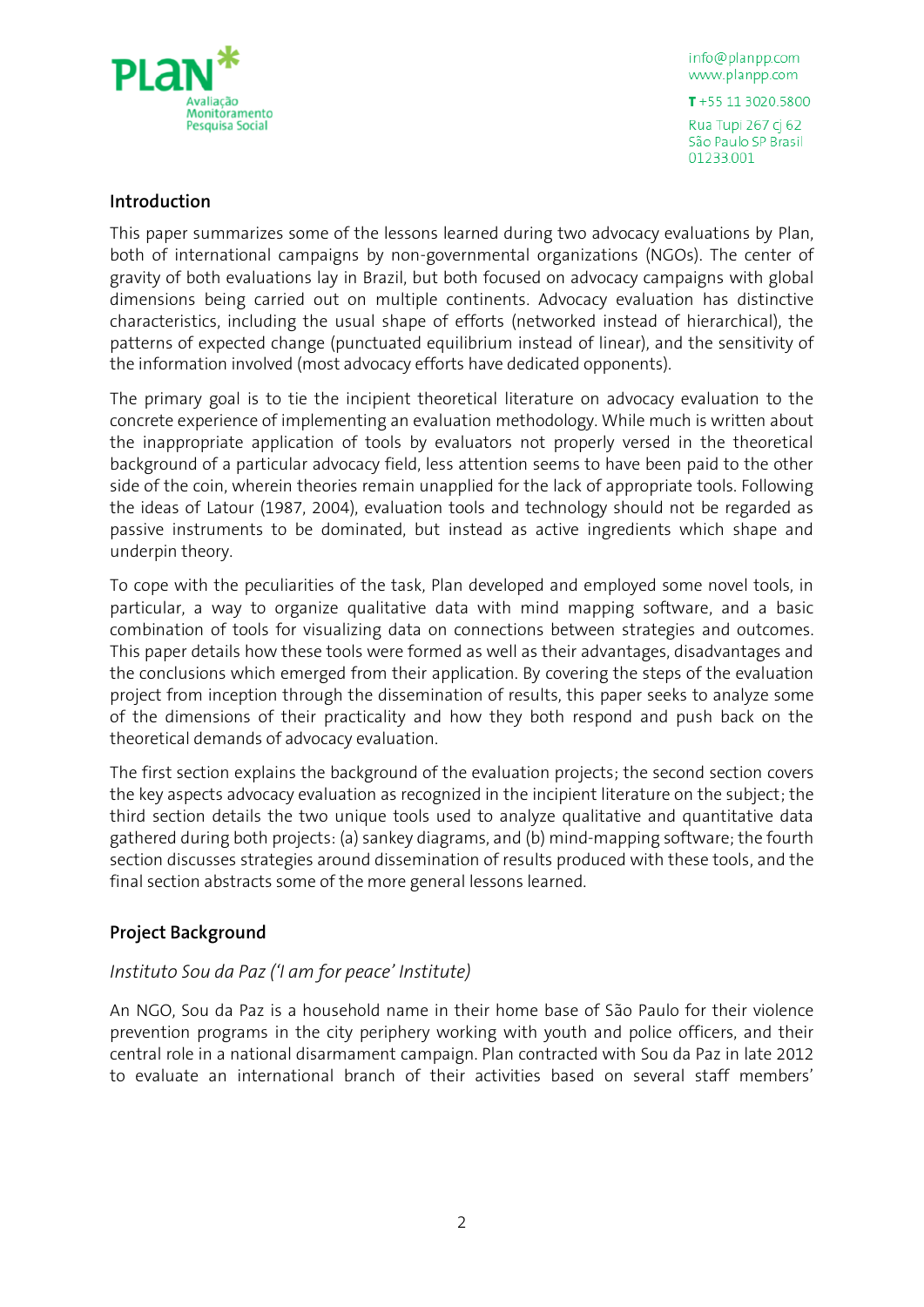## Introduction

This paper summarizes some of the lessons learned during two advocacy evaluations by Plan, both of international campaigns by non-governmental organizations (NGOs). The center of gravity of both evaluations lay in Brazil, but both focused on advocacy campaigns with global dimensions being carried out on multiple continents. Advocacy evaluation has distinctive characteristics, including the usual shape of efforts (networked instead of hierarchical), the patterns of expected change (punctuated equilibrium instead of linear), and the sensitivity of the information involved (most advocacy efforts have dedicated opponents).

The primary goal is to tie the incipient theoretical literature on advocacy evaluation to the concrete experience of implementing an evaluation methodology. While much is written about the inappropriate application of tools by evaluators not properly versed in the theoretical background of a particular advocacy field, less attention seems to have been paid to the other side of the coin, wherein theories remain unapplied for the lack of appropriate tools. Following the ideas of Latour (1987, 2004), evaluation tools and technology should not be regarded as passive instruments to be dominated, but instead as active ingredients which shape and underpin theory.

To cope with the peculiarities of the task, Plan developed and employed some novel tools, in particular, a way to organize qualitative data with mind mapping software, and a basic combination of tools for visualizing data on connections between strategies and outcomes. This paper details how these tools were formed as well as their advantages, disadvantages and the conclusions which emerged from their application. By covering the steps of the evaluation project from inception through the dissemination of results, this paper seeks to analyze some of the dimensions of their practicality and how they both respond and push back on the theoretical demands of advocacy evaluation.

The first section explains the background of the evaluation projects; the second section covers the key aspects advocacy evaluation as recognized in the incipient literature on the subject; the third section details the two unique tools used to analyze qualitative and quantitative data gathered during both projects: (a) sankey diagrams, and (b) mind-mapping software; the fourth section discusses strategies around dissemination of results produced with these tools, and the final section abstracts some of the more general lessons learned.

## Project Background

### *Instituto Sou da Paz ('I am for peace' Institute)*

An NGO, Sou da Paz is a household name in their home base of São Paulo for their violence prevention programs in the city periphery working with youth and police officers, and their central role in a national disarmament campaign. Plan contracted with Sou da Paz in late 2012 to evaluate an international branch of their activities based on several staff members'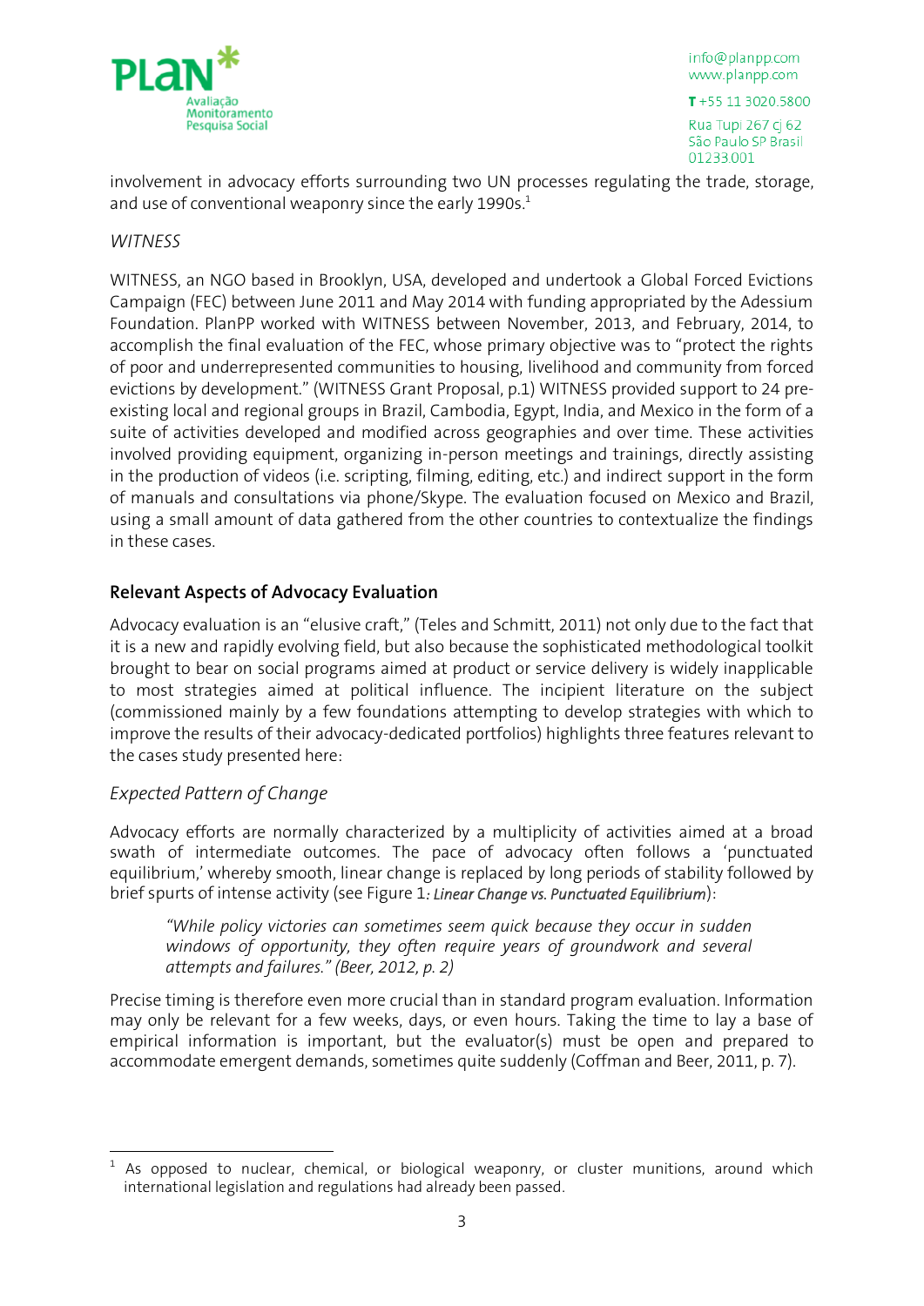involvement in advocacy efforts surrounding two UN processes regulating the trade, storage, and use of conventional weaponry since the early 1990s.[1]

### *WITNESS*

WITNESS, an NGO based in Brooklyn, USA, developed and undertook a Global Forced Evictions Campaign (FEC) between June 2011 and May 2014 with funding appropriated by the Adessium Foundation. PlanPP worked with WITNESS between November, 2013, and February, 2014, to accomplish the final evaluation of the FEC, whose primary objective was to "protect the rights of poor and underrepresented communities to housing, livelihood and community from forced evictions by development." (WITNESS Grant Proposal, p.1) WITNESS provided support to 24 pre-existing local and regional groups in Brazil, Cambodia, Egypt, India, and Mexico in the form of a suite of activities developed and modified across geographies and over time. These activities involved providing equipment, organizing in-person meetings and trainings, directly assisting in the production of videos (i.e. scripting, filming, editing, etc.) and indirect support in the form of manuals and consultations via phone/Skype. The evaluation focused on Mexico and Brazil, using a small amount of data gathered from the other countries to contextualize the findings in these cases.

## Relevant Aspects of Advocacy Evaluation

Advocacy evaluation is an "elusive craft," (Teles and Schmitt, 2011) not only due to the fact that it is a new and rapidly evolving field, but also because the sophisticated methodological toolkit brought to bear on social programs aimed at product or service delivery is widely inapplicable to most strategies aimed at political influence. The incipient literature on the subject (commissioned mainly by a few foundations attempting to develop strategies with which to improve the results of their advocacy-dedicated portfolios) highlights three features relevant to the cases study presented here:

### *Expected Pattern of Change*

Advocacy efforts are normally characterized by a multiplicity of activities aimed at a broad swath of intermediate outcomes. The pace of advocacy often follows a 'punctuated equilibrium,' whereby smooth, linear change is replaced by long periods of stability followed by brief spurts of intense activity (see Figure 1*: **Linear Change vs. Punctuated Equilibrium***):

> *"While policy victories can sometimes seem quick because they occur in sudden windows of opportunity, they often require years of groundwork and several attempts and failures." (Beer, 2012, p. 2)*

Precise timing is therefore even more crucial than in standard program evaluation. Information may only be relevant for a few weeks, days, or even hours. Taking the time to lay a base of empirical information is important, but the evaluator(s) must be open and prepared to accommodate emergent demands, sometimes quite suddenly (Coffman and Beer, 2011, p. 7).

---

[1] As opposed to nuclear, chemical, or biological weaponry, or cluster munitions, around which international legislation and regulations had already been passed.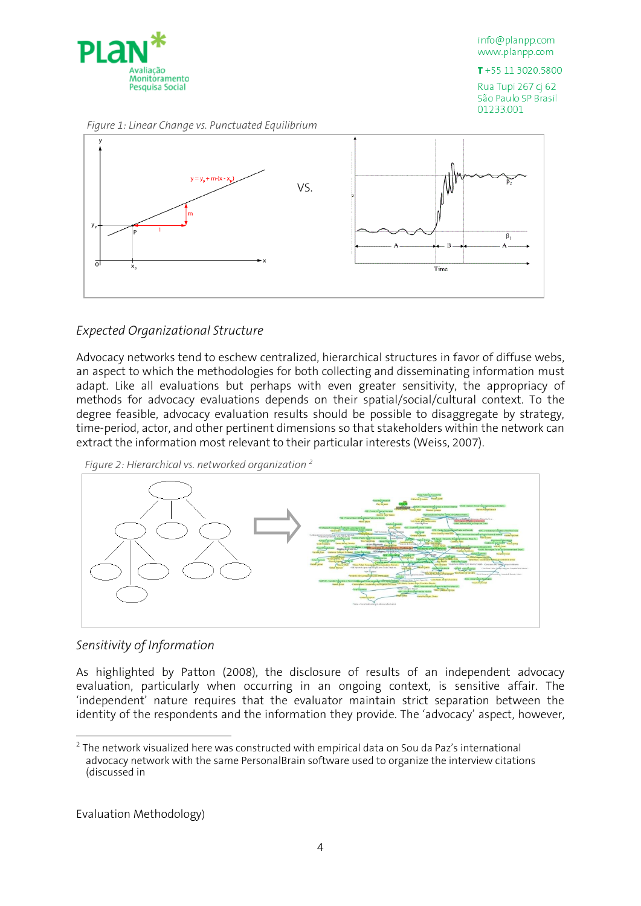Figure 1: Linear Change vs. Punctuated Equilibrium

*Expected Organizational Structure*

Advocacy networks tend to eschew centralized, hierarchical structures in favor of diffuse webs, an aspect to which the methodologies for both collecting and disseminating information must adapt. Like all evaluations but perhaps with even greater sensitivity, the appropriacy of methods for advocacy evaluations depends on their spatial/social/cultural context. To the degree feasible, advocacy evaluation results should be possible to disaggregate by strategy, time-period, actor, and other pertinent dimensions so that stakeholders within the network can extract the information most relevant to their particular interests (Weiss, 2007).

Figure 2: Hierarchical vs. networked organization [2]

*Sensitivity of Information*

As highlighted by Patton (2008), the disclosure of results of an independent advocacy evaluation, particularly when occurring in an ongoing context, is sensitive affair. The 'independent' nature requires that the evaluator maintain strict separation between the identity of the respondents and the information they provide. The 'advocacy' aspect, however,

[2] The network visualized here was constructed with empirical data on Sou da Paz's international advocacy network with the same PersonalBrain software used to organize the interview citations (discussed in

Evaluation Methodology)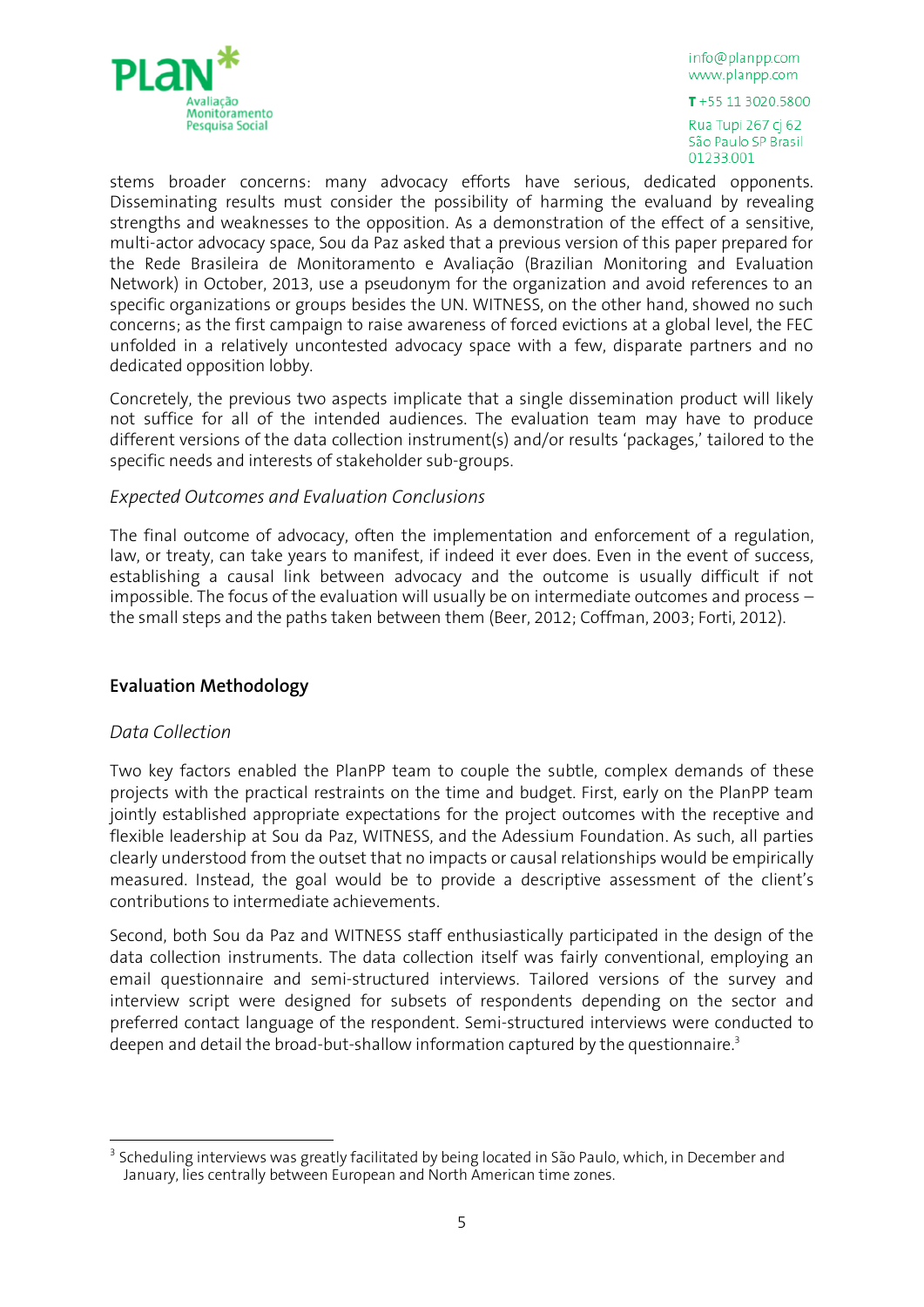stems broader concerns: many advocacy efforts have serious, dedicated opponents. Disseminating results must consider the possibility of harming the evaluand by revealing strengths and weaknesses to the opposition. As a demonstration of the effect of a sensitive, multi-actor advocacy space, Sou da Paz asked that a previous version of this paper prepared for the Rede Brasileira de Monitoramento e Avaliação (Brazilian Monitoring and Evaluation Network) in October, 2013, use a pseudonym for the organization and avoid references to an specific organizations or groups besides the UN. WITNESS, on the other hand, showed no such concerns; as the first campaign to raise awareness of forced evictions at a global level, the FEC unfolded in a relatively uncontested advocacy space with a few, disparate partners and no dedicated opposition lobby.

Concretely, the previous two aspects implicate that a single dissemination product will likely not suffice for all of the intended audiences. The evaluation team may have to produce different versions of the data collection instrument(s) and/or results 'packages,' tailored to the specific needs and interests of stakeholder sub-groups.

*Expected Outcomes and Evaluation Conclusions*

The final outcome of advocacy, often the implementation and enforcement of a regulation, law, or treaty, can take years to manifest, if indeed it ever does. Even in the event of success, establishing a causal link between advocacy and the outcome is usually difficult if not impossible. The focus of the evaluation will usually be on intermediate outcomes and process – the small steps and the paths taken between them (Beer, 2012; Coffman, 2003; Forti, 2012).

## Evaluation Methodology

*Data Collection*

Two key factors enabled the PlanPP team to couple the subtle, complex demands of these projects with the practical restraints on the time and budget. First, early on the PlanPP team jointly established appropriate expectations for the project outcomes with the receptive and flexible leadership at Sou da Paz, WITNESS, and the Adessium Foundation. As such, all parties clearly understood from the outset that no impacts or causal relationships would be empirically measured. Instead, the goal would be to provide a descriptive assessment of the client's contributions to intermediate achievements.

Second, both Sou da Paz and WITNESS staff enthusiastically participated in the design of the data collection instruments. The data collection itself was fairly conventional, employing an email questionnaire and semi-structured interviews. Tailored versions of the survey and interview script were designed for subsets of respondents depending on the sector and preferred contact language of the respondent. Semi-structured interviews were conducted to deepen and detail the broad-but-shallow information captured by the questionnaire.[3]

[3] Scheduling interviews was greatly facilitated by being located in São Paulo, which, in December and January, lies centrally between European and North American time zones.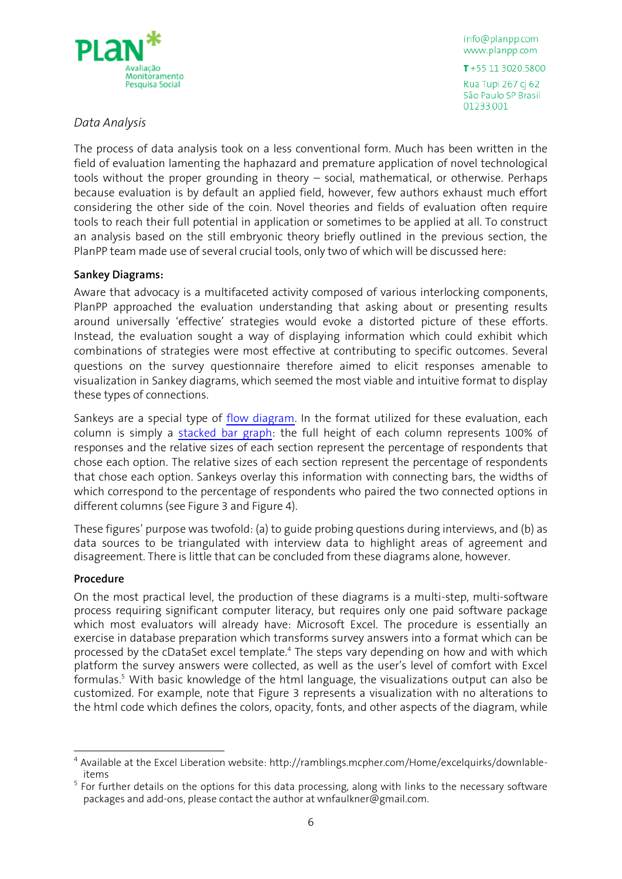*Data Analysis*

The process of data analysis took on a less conventional form. Much has been written in the field of evaluation lamenting the haphazard and premature application of novel technological tools without the proper grounding in theory – social, mathematical, or otherwise. Perhaps because evaluation is by default an applied field, however, few authors exhaust much effort considering the other side of the coin. Novel theories and fields of evaluation often require tools to reach their full potential in application or sometimes to be applied at all. To construct an analysis based on the still embryonic theory briefly outlined in the previous section, the PlanPP team made use of several crucial tools, only two of which will be discussed here:

**Sankey Diagrams:**

Aware that advocacy is a multifaceted activity composed of various interlocking components, PlanPP approached the evaluation understanding that asking about or presenting results around universally 'effective' strategies would evoke a distorted picture of these efforts. Instead, the evaluation sought a way of displaying information which could exhibit which combinations of strategies were most effective at contributing to specific outcomes. Several questions on the survey questionnaire therefore aimed to elicit responses amenable to visualization in Sankey diagrams, which seemed the most viable and intuitive format to display these types of connections.

Sankeys are a special type of flow diagram. In the format utilized for these evaluation, each column is simply a stacked bar graph: the full height of each column represents 100% of responses and the relative sizes of each section represent the percentage of respondents that chose each option. The relative sizes of each section represent the percentage of respondents that chose each option. Sankeys overlay this information with connecting bars, the widths of which correspond to the percentage of respondents who paired the two connected options in different columns (see Figure 3 and Figure 4).

These figures' purpose was twofold: (a) to guide probing questions during interviews, and (b) as data sources to be triangulated with interview data to highlight areas of agreement and disagreement. There is little that can be concluded from these diagrams alone, however.

**Procedure**

On the most practical level, the production of these diagrams is a multi-step, multi-software process requiring significant computer literacy, but requires only one paid software package which most evaluators will already have: Microsoft Excel. The procedure is essentially an exercise in database preparation which transforms survey answers into a format which can be processed by the cDataSet excel template.[4] The steps vary depending on how and with which platform the survey answers were collected, as well as the user's level of comfort with Excel formulas.[5] With basic knowledge of the html language, the visualizations output can also be customized. For example, note that Figure 3 represents a visualization with no alterations to the html code which defines the colors, opacity, fonts, and other aspects of the diagram, while

---

[4] Available at the Excel Liberation website: http://ramblings.mcpher.com/Home/excelquirks/downlable-items

[5] For further details on the options for this data processing, along with links to the necessary software packages and add-ons, please contact the author at wnfaulkner@gmail.com.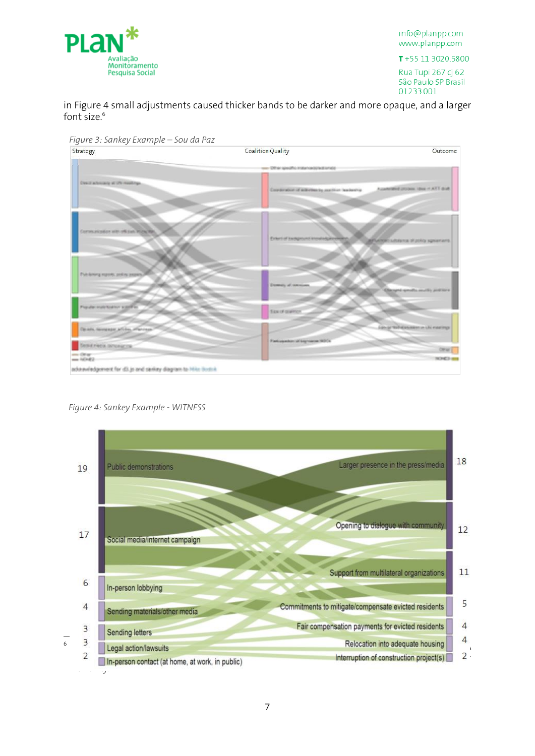in Figure 4 small adjustments caused thicker bands to be darker and more opaque, and a larger font size.[6]

*Figure 3: Sankey Example – Sou da Paz*

*Figure 4: Sankey Example - WITNESS*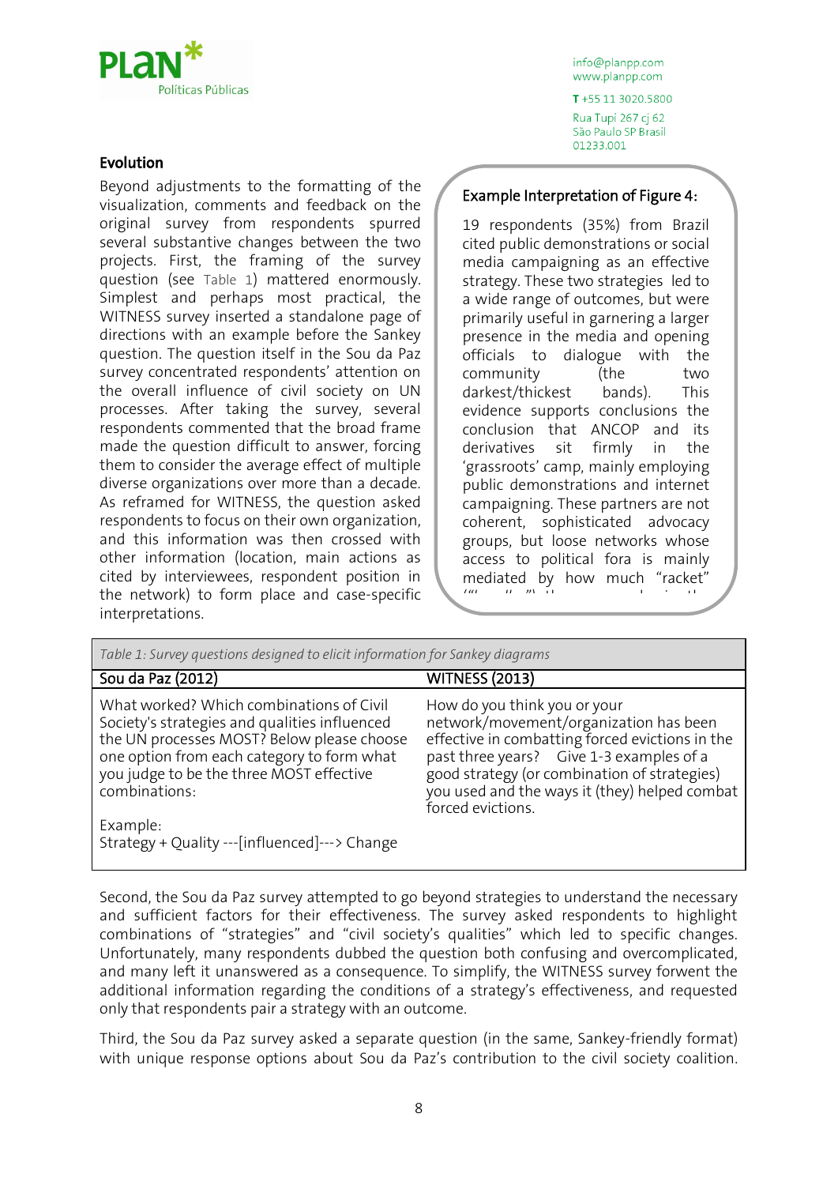## Evolution

Beyond adjustments to the formatting of the visualization, comments and feedback on the original survey from respondents spurred several substantive changes between the two projects. First, the framing of the survey question (see Table 1) mattered enormously. Simplest and perhaps most practical, the WITNESS survey inserted a standalone page of directions with an example before the Sankey question. The question itself in the Sou da Paz survey concentrated respondents' attention on the overall influence of civil society on UN processes. After taking the survey, several respondents commented that the broad frame made the question difficult to answer, forcing them to consider the average effect of multiple diverse organizations over more than a decade. As reframed for WITNESS, the question asked respondents to focus on their own organization, and this information was then crossed with other information (location, main actions as cited by interviewees, respondent position in the network) to form place and case-specific interpretations.

> **Example Interpretation of Figure 4:**
>
> 19 respondents (35%) from Brazil cited public demonstrations or social media campaigning as an effective strategy. These two strategies led to a wide range of outcomes, but were primarily useful in garnering a larger presence in the media and opening officials to dialogue with the community (the two darkest/thickest bands). This evidence supports conclusions the conclusion that ANCOP and its derivatives sit firmly in the 'grassroots' camp, mainly employing public demonstrations and internet campaigning. These partners are not coherent, sophisticated advocacy groups, but loose networks whose access to political fora is mainly mediated by how much "racket"

*Table 1: Survey questions designed to elicit information for Sankey diagrams*

| Sou da Paz (2012) | WITNESS (2013) |
|---|---|
| What worked? Which combinations of Civil Society's strategies and qualities influenced the UN processes MOST? Below please choose one option from each category to form what you judge to be the three MOST effective combinations:<br><br>Example:<br>Strategy + Quality ---[influenced]---> Change | How do you think you or your network/movement/organization has been effective in combatting forced evictions in the past three years? Give 1-3 examples of a good strategy (or combination of strategies) you used and the ways it (they) helped combat forced evictions. |

Second, the Sou da Paz survey attempted to go beyond strategies to understand the necessary and sufficient factors for their effectiveness. The survey asked respondents to highlight combinations of "strategies" and "civil society's qualities" which led to specific changes. Unfortunately, many respondents dubbed the question both confusing and overcomplicated, and many left it unanswered as a consequence. To simplify, the WITNESS survey forwent the additional information regarding the conditions of a strategy's effectiveness, and requested only that respondents pair a strategy with an outcome.

Third, the Sou da Paz survey asked a separate question (in the same, Sankey-friendly format) with unique response options about Sou da Paz's contribution to the civil society coalition.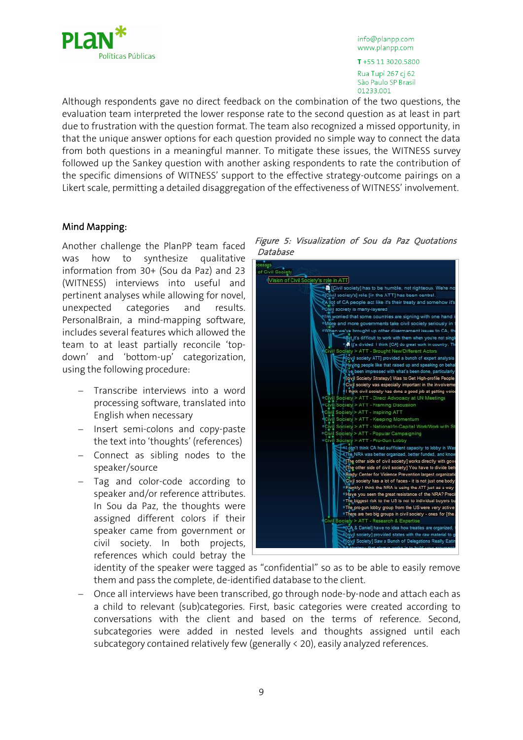Although respondents gave no direct feedback on the combination of the two questions, the evaluation team interpreted the lower response rate to the second question as at least in part due to frustration with the question format. The team also recognized a missed opportunity, in that the unique answer options for each question provided no simple way to connect the data from both questions in a meaningful manner. To mitigate these issues, the WITNESS survey followed up the Sankey question with another asking respondents to rate the contribution of the specific dimensions of WITNESS' support to the effective strategy-outcome pairings on a Likert scale, permitting a detailed disaggregation of the effectiveness of WITNESS' involvement.

## Mind Mapping:

Another challenge the PlanPP team faced was how to synthesize qualitative information from 30+ (Sou da Paz) and 23 (WITNESS) interviews into useful and pertinent analyses while allowing for novel, unexpected categories and results. PersonalBrain, a mind-mapping software, includes several features which allowed the team to at least partially reconcile 'top-down' and 'bottom-up' categorization, using the following procedure:

*Figure 5: Visualization of Sou da Paz Quotations Database*

- Transcribe interviews into a word processing software, translated into English when necessary
- Insert semi-colons and copy-paste the text into 'thoughts' (references)
- Connect as sibling nodes to the speaker/source
- Tag and color-code according to speaker and/or reference attributes. In Sou da Paz, the thoughts were assigned different colors if their speaker came from government or civil society. In both projects, references which could betray the identity of the speaker were tagged as "confidential" so as to be able to easily remove them and pass the complete, de-identified database to the client.
- Once all interviews have been transcribed, go through node-by-node and attach each as a child to relevant (sub)categories. First, basic categories were created according to conversations with the client and based on the terms of reference. Second, subcategories were added in nested levels and thoughts assigned until each subcategory contained relatively few (generally < 20), easily analyzed references.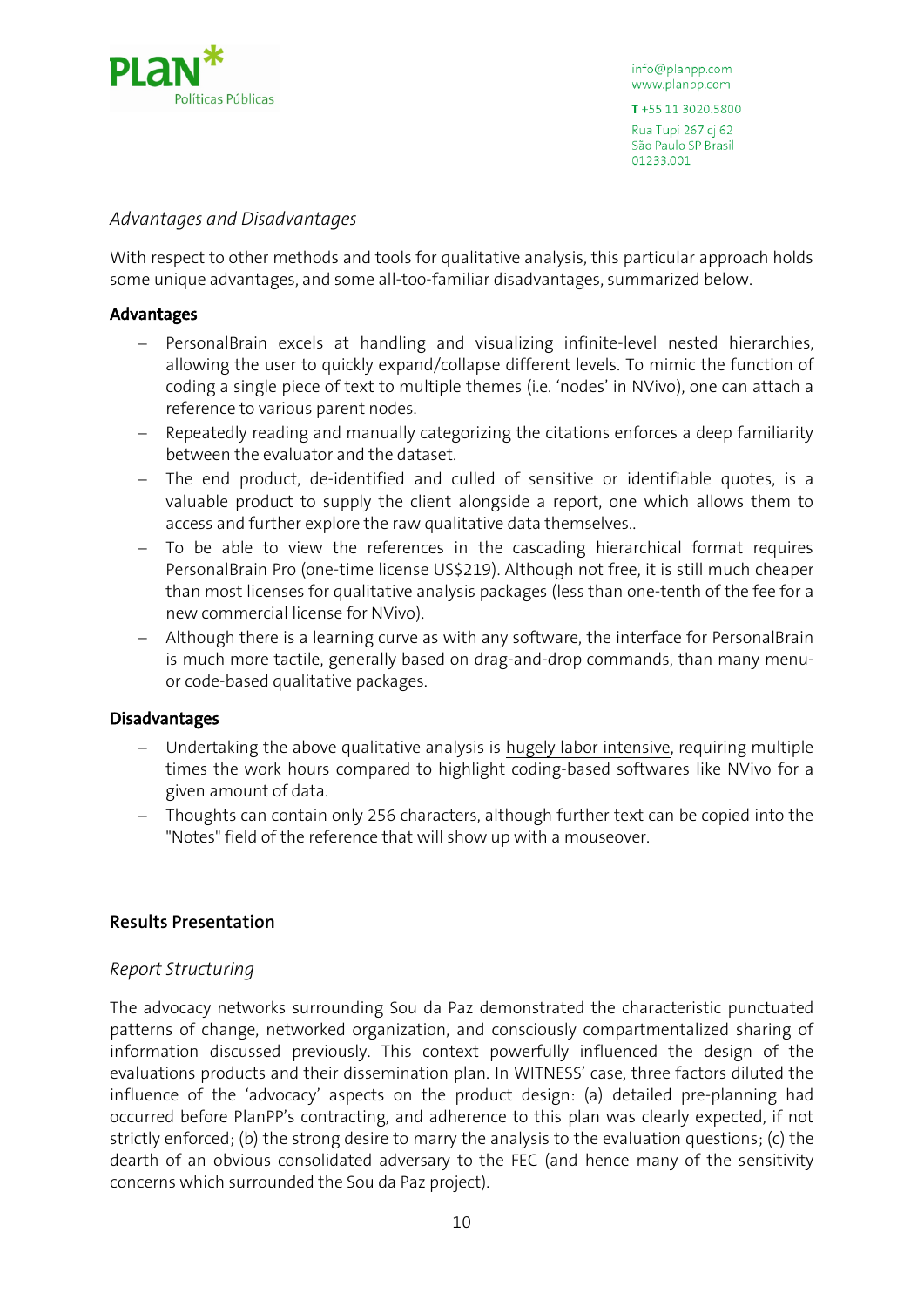### *Advantages and Disadvantages*

With respect to other methods and tools for qualitative analysis, this particular approach holds some unique advantages, and some all-too-familiar disadvantages, summarized below.

**Advantages**

- PersonalBrain excels at handling and visualizing infinite-level nested hierarchies, allowing the user to quickly expand/collapse different levels. To mimic the function of coding a single piece of text to multiple themes (i.e. 'nodes' in NVivo), one can attach a reference to various parent nodes.
- Repeatedly reading and manually categorizing the citations enforces a deep familiarity between the evaluator and the dataset.
- The end product, de-identified and culled of sensitive or identifiable quotes, is a valuable product to supply the client alongside a report, one which allows them to access and further explore the raw qualitative data themselves..
- To be able to view the references in the cascading hierarchical format requires PersonalBrain Pro (one-time license US$219). Although not free, it is still much cheaper than most licenses for qualitative analysis packages (less than one-tenth of the fee for a new commercial license for NVivo).
- Although there is a learning curve as with any software, the interface for PersonalBrain is much more tactile, generally based on drag-and-drop commands, than many menu- or code-based qualitative packages.

**Disadvantages**

- Undertaking the above qualitative analysis is hugely labor intensive, requiring multiple times the work hours compared to highlight coding-based softwares like NVivo for a given amount of data.
- Thoughts can contain only 256 characters, although further text can be copied into the "Notes" field of the reference that will show up with a mouseover.

## Results Presentation

### *Report Structuring*

The advocacy networks surrounding Sou da Paz demonstrated the characteristic punctuated patterns of change, networked organization, and consciously compartmentalized sharing of information discussed previously. This context powerfully influenced the design of the evaluations products and their dissemination plan. In WITNESS' case, three factors diluted the influence of the 'advocacy' aspects on the product design: (a) detailed pre-planning had occurred before PlanPP's contracting, and adherence to this plan was clearly expected, if not strictly enforced; (b) the strong desire to marry the analysis to the evaluation questions; (c) the dearth of an obvious consolidated adversary to the FEC (and hence many of the sensitivity concerns which surrounded the Sou da Paz project).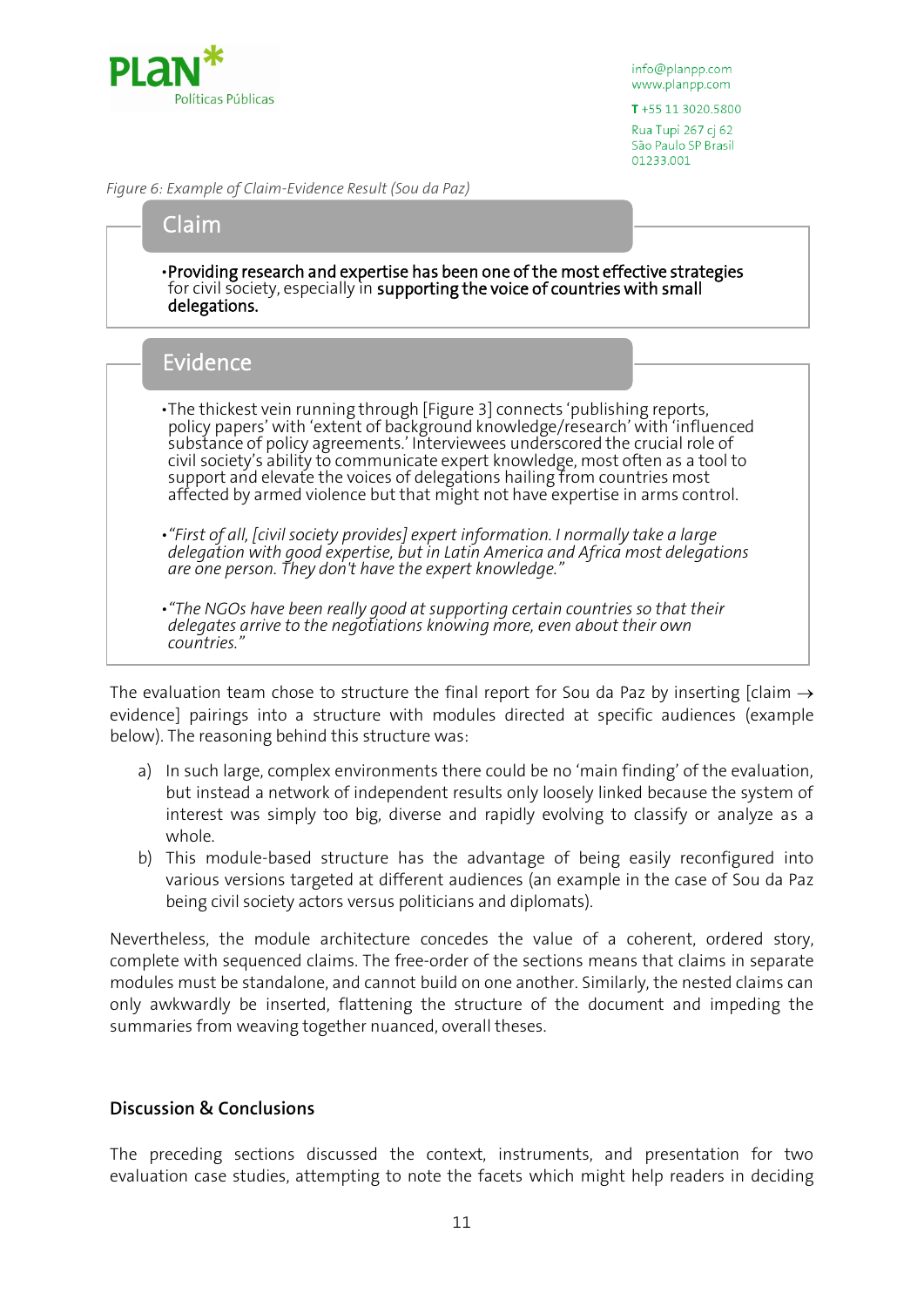*Figure 6: Example of Claim-Evidence Result (Sou da Paz)*

**Claim**

- **Providing research and expertise has been one of the most effective strategies** for civil society, especially in **supporting the voice of countries with small delegations.**

**Evidence**

- The thickest vein running through [Figure 3] connects 'publishing reports, policy papers' with 'extent of background knowledge/research' with 'influenced substance of policy agreements.' Interviewees underscored the crucial role of civil society's ability to communicate expert knowledge, most often as a tool to support and elevate the voices of delegations hailing from countries most affected by armed violence but that might not have expertise in arms control.
- *"First of all, [civil society provides] expert information. I normally take a large delegation with good expertise, but in Latin America and Africa most delegations are one person. They don't have the expert knowledge."*
- *"The NGOs have been really good at supporting certain countries so that their delegates arrive to the negotiations knowing more, even about their own countries."*

The evaluation team chose to structure the final report for Sou da Paz by inserting [claim → evidence] pairings into a structure with modules directed at specific audiences (example below). The reasoning behind this structure was:

a) In such large, complex environments there could be no 'main finding' of the evaluation, but instead a network of independent results only loosely linked because the system of interest was simply too big, diverse and rapidly evolving to classify or analyze as a whole.

b) This module-based structure has the advantage of being easily reconfigured into various versions targeted at different audiences (an example in the case of Sou da Paz being civil society actors versus politicians and diplomats).

Nevertheless, the module architecture concedes the value of a coherent, ordered story, complete with sequenced claims. The free-order of the sections means that claims in separate modules must be standalone, and cannot build on one another. Similarly, the nested claims can only awkwardly be inserted, flattening the structure of the document and impeding the summaries from weaving together nuanced, overall theses.

## Discussion & Conclusions

The preceding sections discussed the context, instruments, and presentation for two evaluation case studies, attempting to note the facets which might help readers in deciding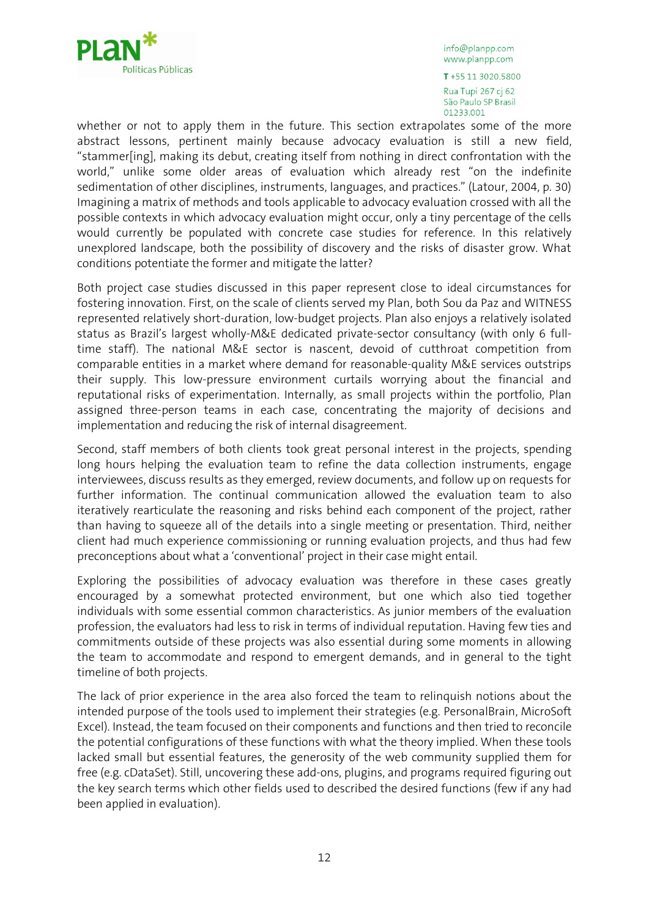whether or not to apply them in the future. This section extrapolates some of the more abstract lessons, pertinent mainly because advocacy evaluation is still a new field, "stammer[ing], making its debut, creating itself from nothing in direct confrontation with the world," unlike some older areas of evaluation which already rest "on the indefinite sedimentation of other disciplines, instruments, languages, and practices." (Latour, 2004, p. 30) Imagining a matrix of methods and tools applicable to advocacy evaluation crossed with all the possible contexts in which advocacy evaluation might occur, only a tiny percentage of the cells would currently be populated with concrete case studies for reference. In this relatively unexplored landscape, both the possibility of discovery and the risks of disaster grow. What conditions potentiate the former and mitigate the latter?

Both project case studies discussed in this paper represent close to ideal circumstances for fostering innovation. First, on the scale of clients served my Plan, both Sou da Paz and WITNESS represented relatively short-duration, low-budget projects. Plan also enjoys a relatively isolated status as Brazil's largest wholly-M&E dedicated private-sector consultancy (with only 6 full-time staff). The national M&E sector is nascent, devoid of cutthroat competition from comparable entities in a market where demand for reasonable-quality M&E services outstrips their supply. This low-pressure environment curtails worrying about the financial and reputational risks of experimentation. Internally, as small projects within the portfolio, Plan assigned three-person teams in each case, concentrating the majority of decisions and implementation and reducing the risk of internal disagreement.

Second, staff members of both clients took great personal interest in the projects, spending long hours helping the evaluation team to refine the data collection instruments, engage interviewees, discuss results as they emerged, review documents, and follow up on requests for further information. The continual communication allowed the evaluation team to also iteratively rearticulate the reasoning and risks behind each component of the project, rather than having to squeeze all of the details into a single meeting or presentation. Third, neither client had much experience commissioning or running evaluation projects, and thus had few preconceptions about what a 'conventional' project in their case might entail.

Exploring the possibilities of advocacy evaluation was therefore in these cases greatly encouraged by a somewhat protected environment, but one which also tied together individuals with some essential common characteristics. As junior members of the evaluation profession, the evaluators had less to risk in terms of individual reputation. Having few ties and commitments outside of these projects was also essential during some moments in allowing the team to accommodate and respond to emergent demands, and in general to the tight timeline of both projects.

The lack of prior experience in the area also forced the team to relinquish notions about the intended purpose of the tools used to implement their strategies (e.g. PersonalBrain, MicroSoft Excel). Instead, the team focused on their components and functions and then tried to reconcile the potential configurations of these functions with what the theory implied. When these tools lacked small but essential features, the generosity of the web community supplied them for free (e.g. cDataSet). Still, uncovering these add-ons, plugins, and programs required figuring out the key search terms which other fields used to described the desired functions (few if any had been applied in evaluation).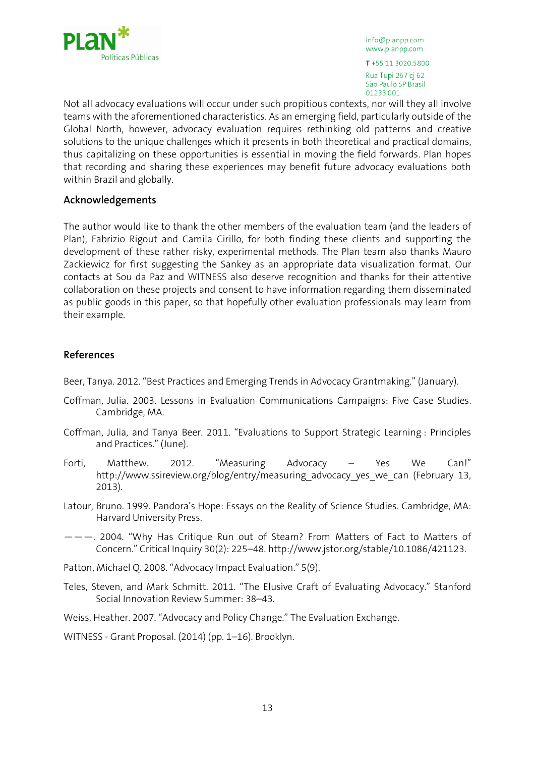Not all advocacy evaluations will occur under such propitious contexts, nor will they all involve teams with the aforementioned characteristics. As an emerging field, particularly outside of the Global North, however, advocacy evaluation requires rethinking old patterns and creative solutions to the unique challenges which it presents in both theoretical and practical domains, thus capitalizing on these opportunities is essential in moving the field forwards. Plan hopes that recording and sharing these experiences may benefit future advocacy evaluations both within Brazil and globally.

## Acknowledgements

The author would like to thank the other members of the evaluation team (and the leaders of Plan), Fabrizio Rigout and Camila Cirillo, for both finding these clients and supporting the development of these rather risky, experimental methods. The Plan team also thanks Mauro Zackiewicz for first suggesting the Sankey as an appropriate data visualization format. Our contacts at Sou da Paz and WITNESS also deserve recognition and thanks for their attentive collaboration on these projects and consent to have information regarding them disseminated as public goods in this paper, so that hopefully other evaluation professionals may learn from their example.

## References

Beer, Tanya. 2012. "Best Practices and Emerging Trends in Advocacy Grantmaking." (January).

Coffman, Julia. 2003. Lessons in Evaluation Communications Campaigns: Five Case Studies. Cambridge, MA.

Coffman, Julia, and Tanya Beer. 2011. "Evaluations to Support Strategic Learning : Principles and Practices." (June).

Forti, Matthew. 2012. "Measuring Advocacy – Yes We Can!" http://www.ssireview.org/blog/entry/measuring_advocacy_yes_we_can (February 13, 2013).

Latour, Bruno. 1999. Pandora's Hope: Essays on the Reality of Science Studies. Cambridge, MA: Harvard University Press.

———. 2004. "Why Has Critique Run out of Steam? From Matters of Fact to Matters of Concern." Critical Inquiry 30(2): 225–48. http://www.jstor.org/stable/10.1086/421123.

Patton, Michael Q. 2008. "Advocacy Impact Evaluation." 5(9).

Teles, Steven, and Mark Schmitt. 2011. "The Elusive Craft of Evaluating Advocacy." Stanford Social Innovation Review Summer: 38–43.

Weiss, Heather. 2007. "Advocacy and Policy Change." The Evaluation Exchange.

WITNESS - Grant Proposal. (2014) (pp. 1–16). Brooklyn.